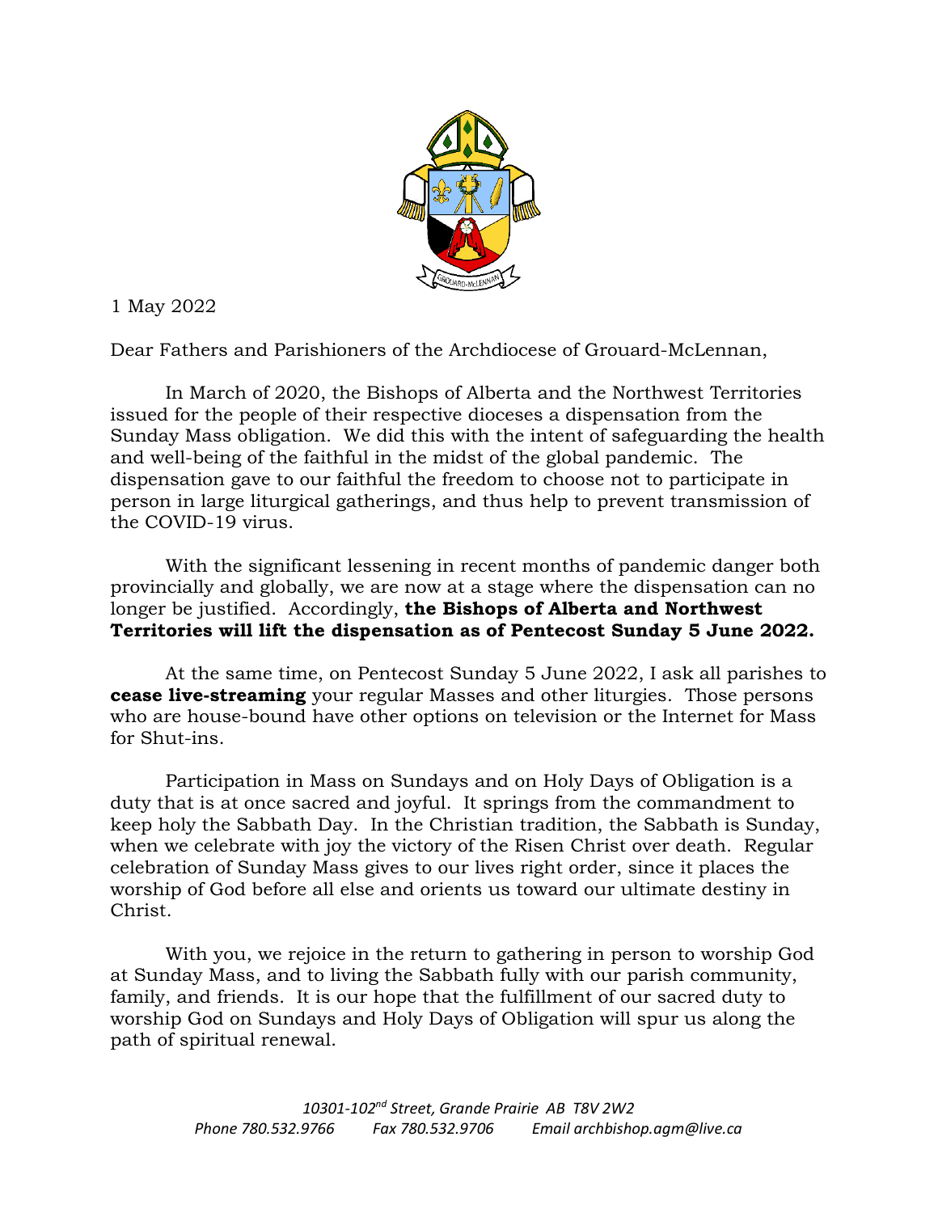1 May 2022

Dear Fathers and Parishioners of the Archdiocese of Grouard-McLennan,

In March of 2020, the Bishops of Alberta and the Northwest Territories issued for the people of their respective dioceses a dispensation from the Sunday Mass obligation. We did this with the intent of safeguarding the health and well-being of the faithful in the midst of the global pandemic. The dispensation gave to our faithful the freedom to choose not to participate in person in large liturgical gatherings, and thus help to prevent transmission of the COVID-19 virus.

With the significant lessening in recent months of pandemic danger both provincially and globally, we are now at a stage where the dispensation can no longer be justified. Accordingly, **the Bishops of Alberta and Northwest Territories will lift the dispensation as of Pentecost Sunday 5 June 2022.**

At the same time, on Pentecost Sunday 5 June 2022, I ask all parishes to **cease live-streaming** your regular Masses and other liturgies. Those persons who are house-bound have other options on television or the Internet for Mass for Shut-ins.

Participation in Mass on Sundays and on Holy Days of Obligation is a duty that is at once sacred and joyful. It springs from the commandment to keep holy the Sabbath Day. In the Christian tradition, the Sabbath is Sunday, when we celebrate with joy the victory of the Risen Christ over death. Regular celebration of Sunday Mass gives to our lives right order, since it places the worship of God before all else and orients us toward our ultimate destiny in Christ.

With you, we rejoice in the return to gathering in person to worship God at Sunday Mass, and to living the Sabbath fully with our parish community, family, and friends. It is our hope that the fulfillment of our sacred duty to worship God on Sundays and Holy Days of Obligation will spur us along the path of spiritual renewal.

*10301-102nd Street, Grande Prairie AB T8V 2W2*
*Phone 780.532.9766 Fax 780.532.9706 Email archbishop.agm@live.ca*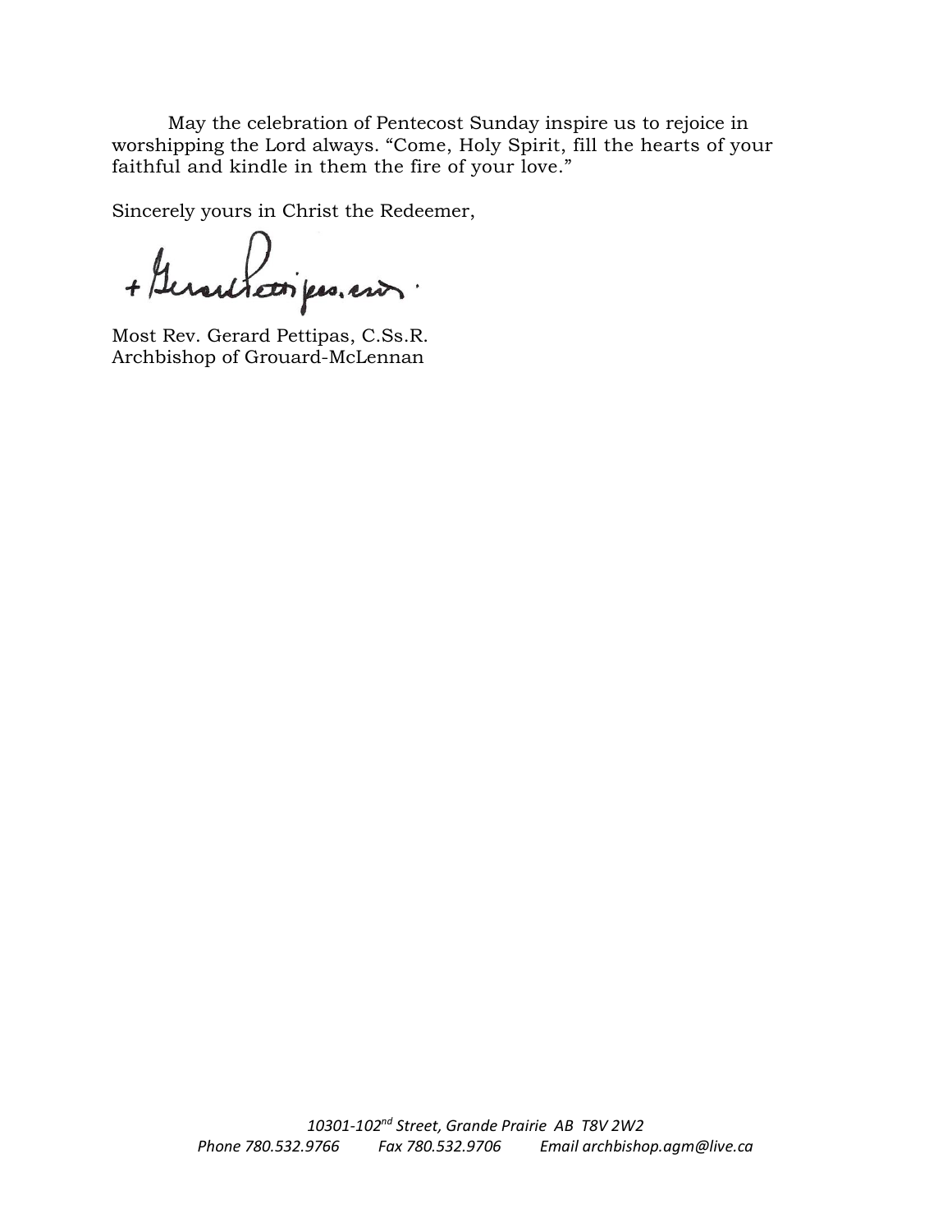May the celebration of Pentecost Sunday inspire us to rejoice in worshipping the Lord always. "Come, Holy Spirit, fill the hearts of your faithful and kindle in them the fire of your love."

Sincerely yours in Christ the Redeemer,

Most Rev. Gerard Pettipas, C.Ss.R.
Archbishop of Grouard-McLennan